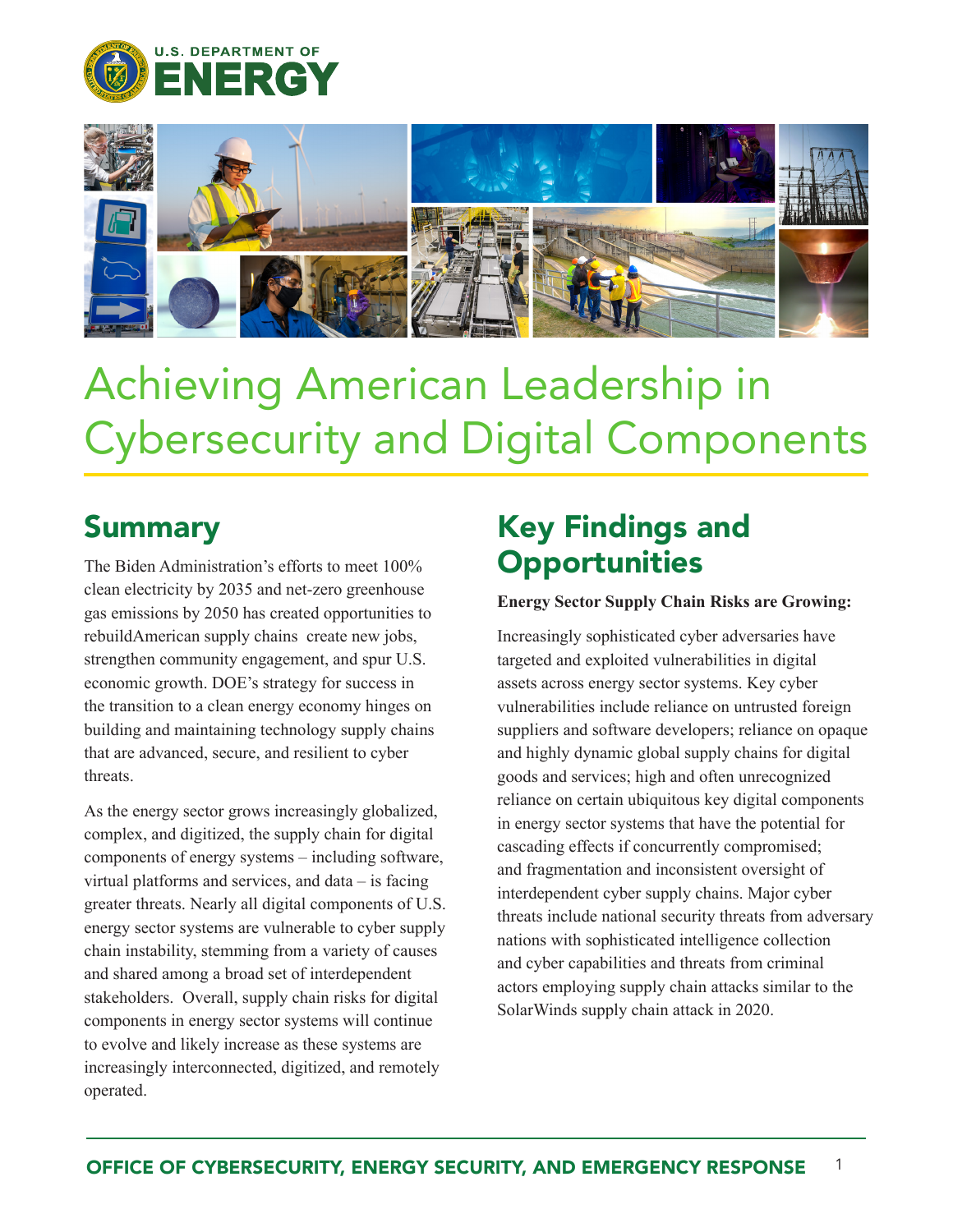U.S. DEPARTMENT OF ENERGY

# Achieving American Leadership in Cybersecurity and Digital Components

## Summary

The Biden Administration's efforts to meet 100% clean electricity by 2035 and net-zero greenhouse gas emissions by 2050 has created opportunities to rebuildAmerican supply chains create new jobs, strengthen community engagement, and spur U.S. economic growth. DOE's strategy for success in the transition to a clean energy economy hinges on building and maintaining technology supply chains that are advanced, secure, and resilient to cyber threats.

As the energy sector grows increasingly globalized, complex, and digitized, the supply chain for digital components of energy systems – including software, virtual platforms and services, and data – is facing greater threats. Nearly all digital components of U.S. energy sector systems are vulnerable to cyber supply chain instability, stemming from a variety of causes and shared among a broad set of interdependent stakeholders. Overall, supply chain risks for digital components in energy sector systems will continue to evolve and likely increase as these systems are increasingly interconnected, digitized, and remotely operated.

## Key Findings and Opportunities

**Energy Sector Supply Chain Risks are Growing:**

Increasingly sophisticated cyber adversaries have targeted and exploited vulnerabilities in digital assets across energy sector systems. Key cyber vulnerabilities include reliance on untrusted foreign suppliers and software developers; reliance on opaque and highly dynamic global supply chains for digital goods and services; high and often unrecognized reliance on certain ubiquitous key digital components in energy sector systems that have the potential for cascading effects if concurrently compromised; and fragmentation and inconsistent oversight of interdependent cyber supply chains. Major cyber threats include national security threats from adversary nations with sophisticated intelligence collection and cyber capabilities and threats from criminal actors employing supply chain attacks similar to the SolarWinds supply chain attack in 2020.

OFFICE OF CYBERSECURITY, ENERGY SECURITY, AND EMERGENCY RESPONSE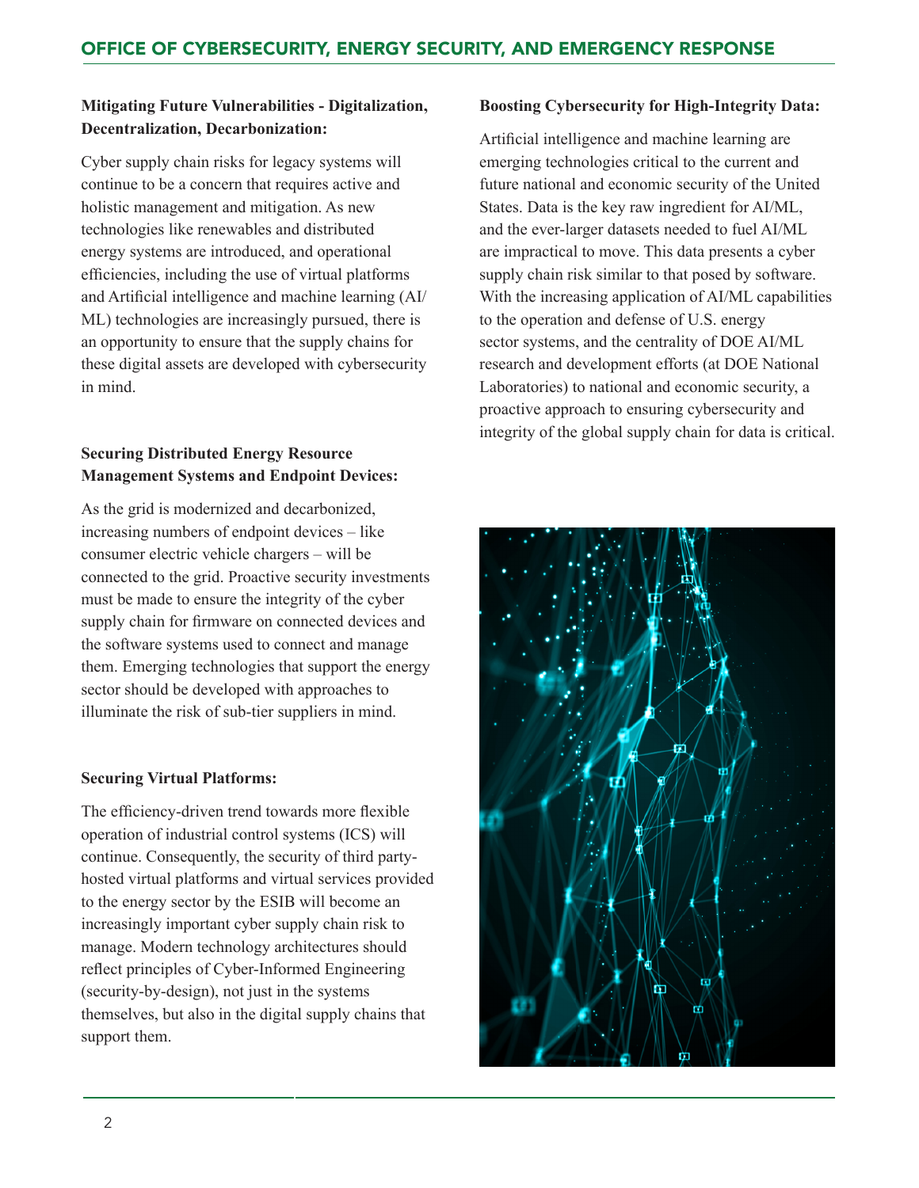### Mitigating Future Vulnerabilities - Digitalization, Decentralization, Decarbonization:

Cyber supply chain risks for legacy systems will continue to be a concern that requires active and holistic management and mitigation. As new technologies like renewables and distributed energy systems are introduced, and operational efficiencies, including the use of virtual platforms and Artificial intelligence and machine learning (AI/ML) technologies are increasingly pursued, there is an opportunity to ensure that the supply chains for these digital assets are developed with cybersecurity in mind.

### Securing Distributed Energy Resource Management Systems and Endpoint Devices:

As the grid is modernized and decarbonized, increasing numbers of endpoint devices – like consumer electric vehicle chargers – will be connected to the grid. Proactive security investments must be made to ensure the integrity of the cyber supply chain for firmware on connected devices and the software systems used to connect and manage them. Emerging technologies that support the energy sector should be developed with approaches to illuminate the risk of sub-tier suppliers in mind.

### Securing Virtual Platforms:

The efficiency-driven trend towards more flexible operation of industrial control systems (ICS) will continue. Consequently, the security of third party-hosted virtual platforms and virtual services provided to the energy sector by the ESIB will become an increasingly important cyber supply chain risk to manage. Modern technology architectures should reflect principles of Cyber-Informed Engineering (security-by-design), not just in the systems themselves, but also in the digital supply chains that support them.

### Boosting Cybersecurity for High-Integrity Data:

Artificial intelligence and machine learning are emerging technologies critical to the current and future national and economic security of the United States. Data is the key raw ingredient for AI/ML, and the ever-larger datasets needed to fuel AI/ML are impractical to move. This data presents a cyber supply chain risk similar to that posed by software. With the increasing application of AI/ML capabilities to the operation and defense of U.S. energy sector systems, and the centrality of DOE AI/ML research and development efforts (at DOE National Laboratories) to national and economic security, a proactive approach to ensuring cybersecurity and integrity of the global supply chain for data is critical.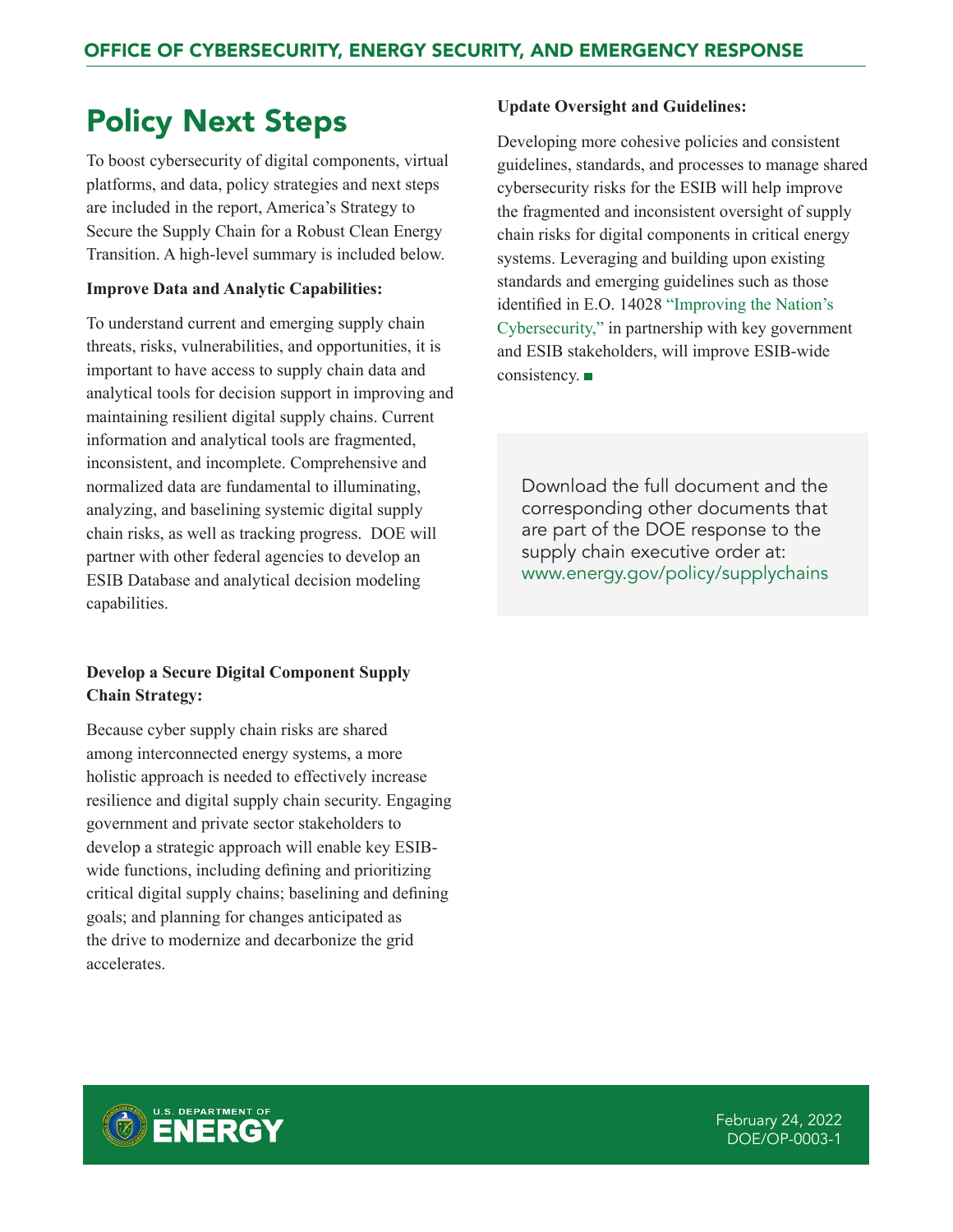# Policy Next Steps

To boost cybersecurity of digital components, virtual platforms, and data, policy strategies and next steps are included in the report, America's Strategy to Secure the Supply Chain for a Robust Clean Energy Transition. A high-level summary is included below.

**Improve Data and Analytic Capabilities:**

To understand current and emerging supply chain threats, risks, vulnerabilities, and opportunities, it is important to have access to supply chain data and analytical tools for decision support in improving and maintaining resilient digital supply chains. Current information and analytical tools are fragmented, inconsistent, and incomplete. Comprehensive and normalized data are fundamental to illuminating, analyzing, and baselining systemic digital supply chain risks, as well as tracking progress. DOE will partner with other federal agencies to develop an ESIB Database and analytical decision modeling capabilities.

**Develop a Secure Digital Component Supply Chain Strategy:**

Because cyber supply chain risks are shared among interconnected energy systems, a more holistic approach is needed to effectively increase resilience and digital supply chain security. Engaging government and private sector stakeholders to develop a strategic approach will enable key ESIB-wide functions, including defining and prioritizing critical digital supply chains; baselining and defining goals; and planning for changes anticipated as the drive to modernize and decarbonize the grid accelerates.

**Update Oversight and Guidelines:**

Developing more cohesive policies and consistent guidelines, standards, and processes to manage shared cybersecurity risks for the ESIB will help improve the fragmented and inconsistent oversight of supply chain risks for digital components in critical energy systems. Leveraging and building upon existing standards and emerging guidelines such as those identified in E.O. 14028 "Improving the Nation's Cybersecurity," in partnership with key government and ESIB stakeholders, will improve ESIB-wide consistency. ■

Download the full document and the corresponding other documents that are part of the DOE response to the supply chain executive order at: www.energy.gov/policy/supplychains

U.S. DEPARTMENT OF ENERGY

February 24, 2022
DOE/OP-0003-1